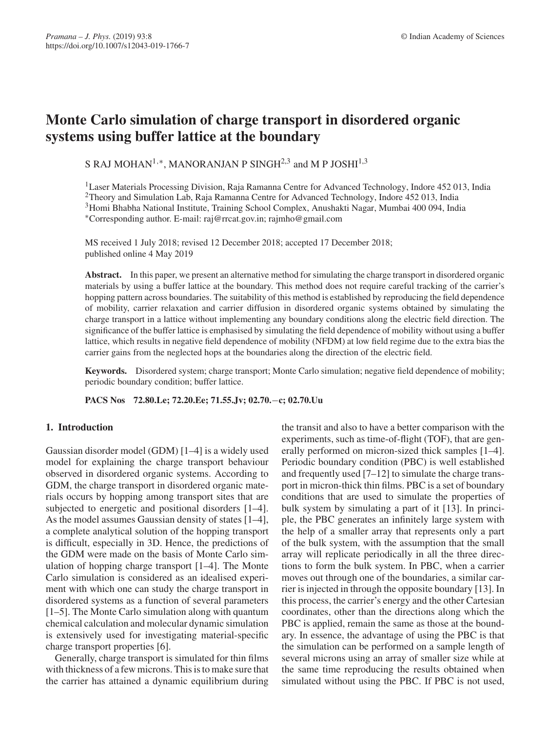# Monte Carlo simulation of charge transport in disordered organic systems using buffer lattice at the boundary

S RAJ MOHAN[1,*], MANORANJAN P SINGH[2,3] and M P JOSHI[1,3]

[1]Laser Materials Processing Division, Raja Ramanna Centre for Advanced Technology, Indore 452 013, India
[2]Theory and Simulation Lab, Raja Ramanna Centre for Advanced Technology, Indore 452 013, India
[3]Homi Bhabha National Institute, Training School Complex, Anushakti Nagar, Mumbai 400 094, India
[*]Corresponding author. E-mail: raj@rrcat.gov.in; rajmho@gmail.com

MS received 1 July 2018; revised 12 December 2018; accepted 17 December 2018; published online 4 May 2019

**Abstract.** In this paper, we present an alternative method for simulating the charge transport in disordered organic materials by using a buffer lattice at the boundary. This method does not require careful tracking of the carrier's hopping pattern across boundaries. The suitability of this method is established by reproducing the field dependence of mobility, carrier relaxation and carrier diffusion in disordered organic systems obtained by simulating the charge transport in a lattice without implementing any boundary conditions along the electric field direction. The significance of the buffer lattice is emphasised by simulating the field dependence of mobility without using a buffer lattice, which results in negative field dependence of mobility (NFDM) at low field regime due to the extra bias the carrier gains from the neglected hops at the boundaries along the direction of the electric field.

**Keywords.** Disordered system; charge transport; Monte Carlo simulation; negative field dependence of mobility; periodic boundary condition; buffer lattice.

**PACS Nos** 72.80.Le; 72.20.Ee; 71.55.Jv; 02.70.−c; 02.70.Uu

## 1. Introduction

Gaussian disorder model (GDM) [1–4] is a widely used model for explaining the charge transport behaviour observed in disordered organic systems. According to GDM, the charge transport in disordered organic materials occurs by hopping among transport sites that are subjected to energetic and positional disorders [1–4]. As the model assumes Gaussian density of states [1–4], a complete analytical solution of the hopping transport is difficult, especially in 3D. Hence, the predictions of the GDM were made on the basis of Monte Carlo simulation of hopping charge transport [1–4]. The Monte Carlo simulation is considered as an idealised experiment with which one can study the charge transport in disordered systems as a function of several parameters [1–5]. The Monte Carlo simulation along with quantum chemical calculation and molecular dynamic simulation is extensively used for investigating material-specific charge transport properties [6].

Generally, charge transport is simulated for thin films with thickness of a few microns. This is to make sure that the carrier has attained a dynamic equilibrium during the transit and also to have a better comparison with the experiments, such as time-of-flight (TOF), that are generally performed on micron-sized thick samples [1–4]. Periodic boundary condition (PBC) is well established and frequently used [7–12] to simulate the charge transport in micron-thick thin films. PBC is a set of boundary conditions that are used to simulate the properties of bulk system by simulating a part of it [13]. In principle, the PBC generates an infinitely large system with the help of a smaller array that represents only a part of the bulk system, with the assumption that the small array will replicate periodically in all the three directions to form the bulk system. In PBC, when a carrier moves out through one of the boundaries, a similar carrier is injected in through the opposite boundary [13]. In this process, the carrier's energy and the other Cartesian coordinates, other than the directions along which the PBC is applied, remain the same as those at the boundary. In essence, the advantage of using the PBC is that the simulation can be performed on a sample length of several microns using an array of smaller size while at the same time reproducing the results obtained when simulated without using the PBC. If PBC is not used,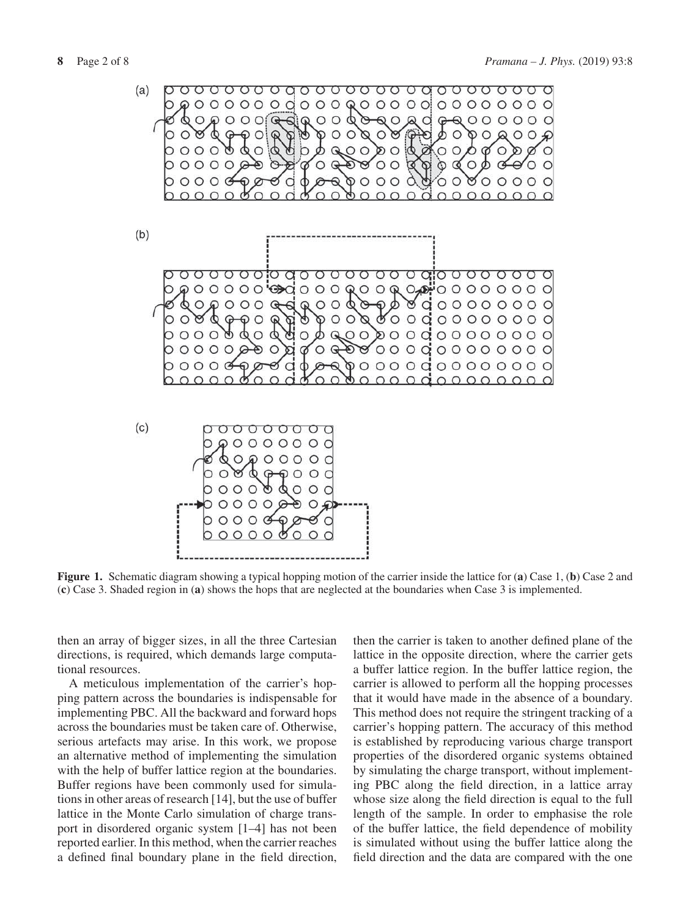**Figure 1.** Schematic diagram showing a typical hopping motion of the carrier inside the lattice for (**a**) Case 1, (**b**) Case 2 and (**c**) Case 3. Shaded region in (**a**) shows the hops that are neglected at the boundaries when Case 3 is implemented.

then an array of bigger sizes, in all the three Cartesian directions, is required, which demands large computational resources.

A meticulous implementation of the carrier's hopping pattern across the boundaries is indispensable for implementing PBC. All the backward and forward hops across the boundaries must be taken care of. Otherwise, serious artefacts may arise. In this work, we propose an alternative method of implementing the simulation with the help of buffer lattice region at the boundaries. Buffer regions have been commonly used for simulations in other areas of research [14], but the use of buffer lattice in the Monte Carlo simulation of charge transport in disordered organic system [1–4] has not been reported earlier. In this method, when the carrier reaches a defined final boundary plane in the field direction, then the carrier is taken to another defined plane of the lattice in the opposite direction, where the carrier gets a buffer lattice region. In the buffer lattice region, the carrier is allowed to perform all the hopping processes that it would have made in the absence of a boundary. This method does not require the stringent tracking of a carrier's hopping pattern. The accuracy of this method is established by reproducing various charge transport properties of the disordered organic systems obtained by simulating the charge transport, without implementing PBC along the field direction, in a lattice array whose size along the field direction is equal to the full length of the sample. In order to emphasise the role of the buffer lattice, the field dependence of mobility is simulated without using the buffer lattice along the field direction and the data are compared with the one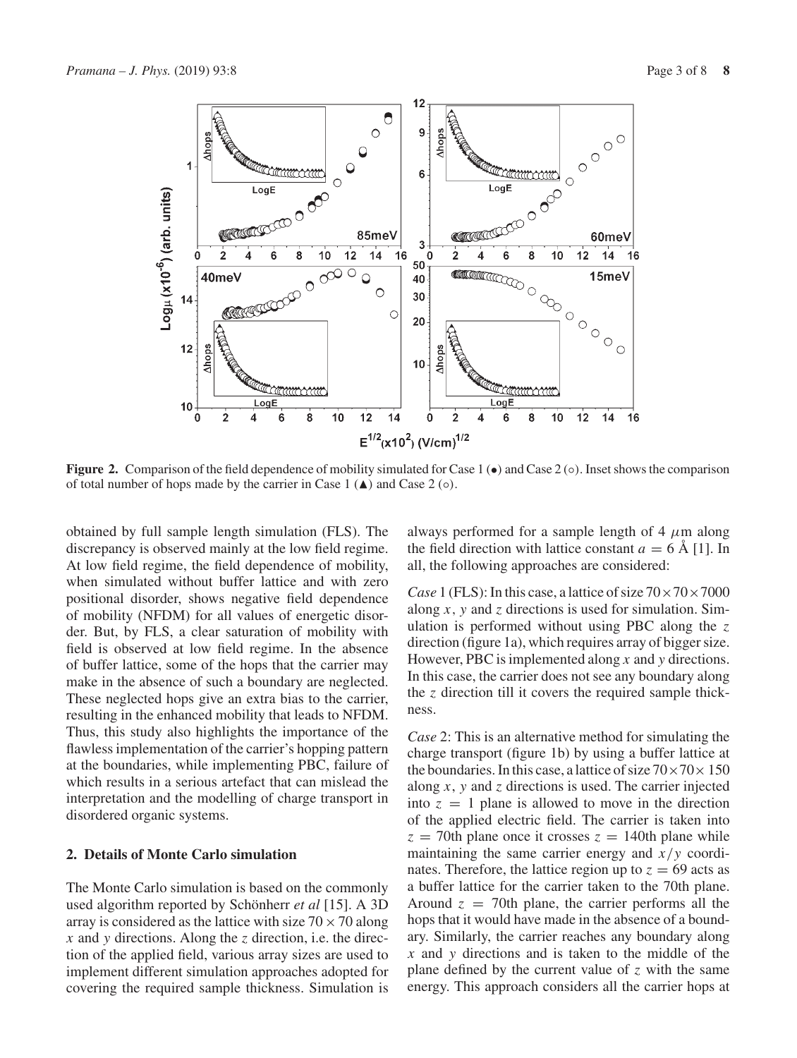**Figure 2.** Comparison of the field dependence of mobility simulated for Case 1 (•) and Case 2 (○). Inset shows the comparison of total number of hops made by the carrier in Case 1 (▲) and Case 2 (○).

obtained by full sample length simulation (FLS). The discrepancy is observed mainly at the low field regime. At low field regime, the field dependence of mobility, when simulated without buffer lattice and with zero positional disorder, shows negative field dependence of mobility (NFDM) for all values of energetic disorder. But, by FLS, a clear saturation of mobility with field is observed at low field regime. In the absence of buffer lattice, some of the hops that the carrier may make in the absence of such a boundary are neglected. These neglected hops give an extra bias to the carrier, resulting in the enhanced mobility that leads to NFDM. Thus, this study also highlights the importance of the flawless implementation of the carrier's hopping pattern at the boundaries, while implementing PBC, failure of which results in a serious artefact that can mislead the interpretation and the modelling of charge transport in disordered organic systems.

## 2. Details of Monte Carlo simulation

The Monte Carlo simulation is based on the commonly used algorithm reported by Schönherr *et al* [15]. A 3D array is considered as the lattice with size $70 \times 70$ along $x$ and $y$ directions. Along the $z$ direction, i.e. the direction of the applied field, various array sizes are used to implement different simulation approaches adopted for covering the required sample thickness. Simulation is always performed for a sample length of 4 $\mu$m along the field direction with lattice constant $a = 6$ Å [1]. In all, the following approaches are considered:

*Case* 1 (FLS): In this case, a lattice of size $70 \times 70 \times 7000$ along $x$, $y$ and $z$ directions is used for simulation. Simulation is performed without using PBC along the $z$ direction (figure 1a), which requires array of bigger size. However, PBC is implemented along $x$ and $y$ directions. In this case, the carrier does not see any boundary along the $z$ direction till it covers the required sample thickness.

*Case* 2: This is an alternative method for simulating the charge transport (figure 1b) by using a buffer lattice at the boundaries. In this case, a lattice of size $70 \times 70 \times 150$ along $x$, $y$ and $z$ directions is used. The carrier injected into $z = 1$ plane is allowed to move in the direction of the applied electric field. The carrier is taken into $z = 70$th plane once it crosses $z = 140$th plane while maintaining the same carrier energy and $x/y$ coordinates. Therefore, the lattice region up to $z = 69$ acts as a buffer lattice for the carrier taken to the 70th plane. Around $z = 70$th plane, the carrier performs all the hops that it would have made in the absence of a boundary. Similarly, the carrier reaches any boundary along $x$ and $y$ directions and is taken to the middle of the plane defined by the current value of $z$ with the same energy. This approach considers all the carrier hops at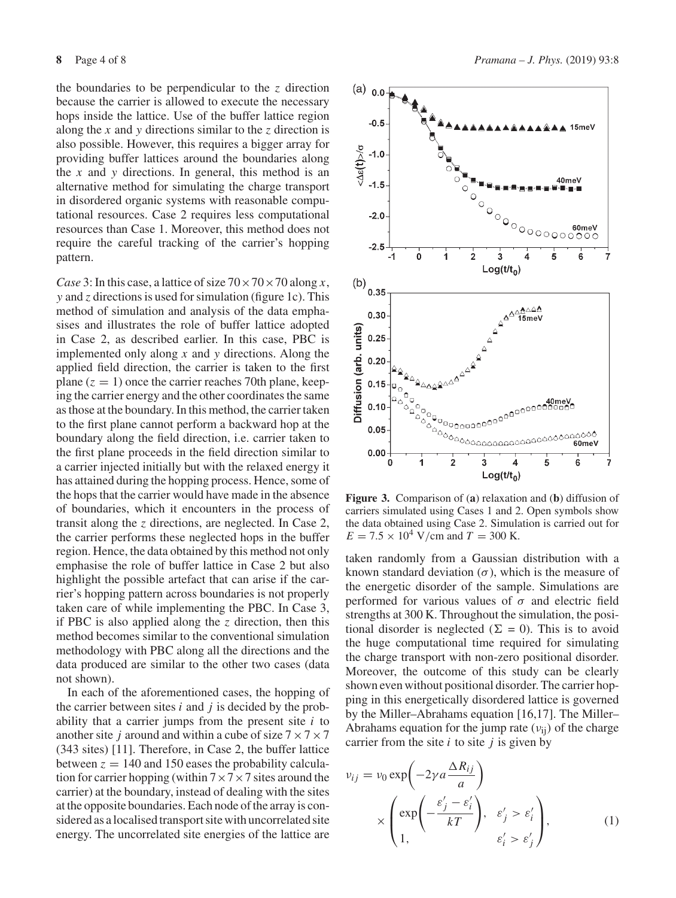the boundaries to be perpendicular to the $z$ direction because the carrier is allowed to execute the necessary hops inside the lattice. Use of the buffer lattice region along the $x$ and $y$ directions similar to the $z$ direction is also possible. However, this requires a bigger array for providing buffer lattices around the boundaries along the $x$ and $y$ directions. In general, this method is an alternative method for simulating the charge transport in disordered organic systems with reasonable computational resources. Case 2 requires less computational resources than Case 1. Moreover, this method does not require the careful tracking of the carrier's hopping pattern.

*Case* 3: In this case, a lattice of size $70 \times 70 \times 70$ along $x$, $y$ and $z$ directions is used for simulation (figure 1c). This method of simulation and analysis of the data emphasises and illustrates the role of buffer lattice adopted in Case 2, as described earlier. In this case, PBC is implemented only along $x$ and $y$ directions. Along the applied field direction, the carrier is taken to the first plane ($z = 1$) once the carrier reaches 70th plane, keeping the carrier energy and the other coordinates the same as those at the boundary. In this method, the carrier taken to the first plane cannot perform a backward hop at the boundary along the field direction, i.e. carrier taken to the first plane proceeds in the field direction similar to a carrier injected initially but with the relaxed energy it has attained during the hopping process. Hence, some of the hops that the carrier would have made in the absence of boundaries, which it encounters in the process of transit along the $z$ directions, are neglected. In Case 2, the carrier performs these neglected hops in the buffer region. Hence, the data obtained by this method not only emphasise the role of buffer lattice in Case 2 but also highlight the possible artefact that can arise if the carrier's hopping pattern across boundaries is not properly taken care of while implementing the PBC. In Case 3, if PBC is also applied along the $z$ direction, then this method becomes similar to the conventional simulation methodology with PBC along all the directions and the data produced are similar to the other two cases (data not shown).

In each of the aforementioned cases, the hopping of the carrier between sites $i$ and $j$ is decided by the probability that a carrier jumps from the present site $i$ to another site $j$ around and within a cube of size $7 \times 7 \times 7$ (343 sites) [11]. Therefore, in Case 2, the buffer lattice between $z = 140$ and 150 eases the probability calculation for carrier hopping (within $7 \times 7 \times 7$ sites around the carrier) at the boundary, instead of dealing with the sites at the opposite boundaries. Each node of the array is considered as a localised transport site with uncorrelated site energy. The uncorrelated site energies of the lattice are taken randomly from a Gaussian distribution with a known standard deviation ($\sigma$), which is the measure of the energetic disorder of the sample. Simulations are performed for various values of $\sigma$ and electric field strengths at 300 K. Throughout the simulation, the positional disorder is neglected ($\Sigma = 0$). This is to avoid the huge computational time required for simulating the charge transport with non-zero positional disorder. Moreover, the outcome of this study can be clearly shown even without positional disorder. The carrier hopping in this energetically disordered lattice is governed by the Miller–Abrahams equation [16,17]. The Miller–Abrahams equation for the jump rate ($\nu_{ij}$) of the charge carrier from the site $i$ to site $j$ is given by

**Figure 3.** Comparison of (**a**) relaxation and (**b**) diffusion of carriers simulated using Cases 1 and 2. Open symbols show the data obtained using Case 2. Simulation is carried out for $E = 7.5 \times 10^4$ V/cm and $T = 300$ K.

$$\nu_{ij} = \nu_0 \exp\left(-2\gamma a \frac{\Delta R_{ij}}{a}\right) \times \begin{pmatrix} \exp\left(-\dfrac{\varepsilon_j' - \varepsilon_i'}{kT}\right), & \varepsilon_j' > \varepsilon_i' \\ 1, & \varepsilon_i' > \varepsilon_j' \end{pmatrix}, \tag{1}$$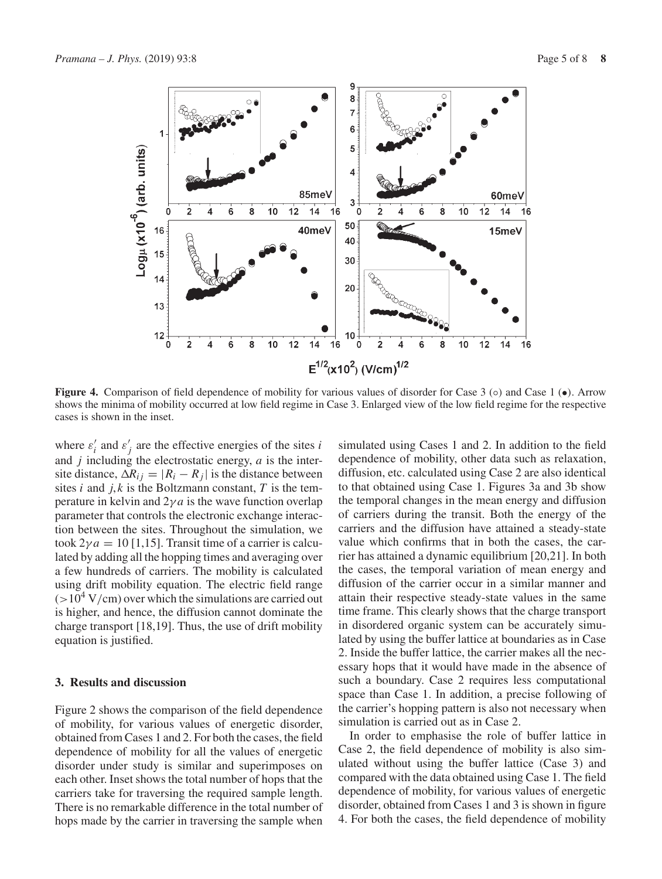**Figure 4.** Comparison of field dependence of mobility for various values of disorder for Case 3 (○) and Case 1 (●). Arrow shows the minima of mobility occurred at low field regime in Case 3. Enlarged view of the low field regime for the respective cases is shown in the inset.

where $\varepsilon_i'$ and $\varepsilon_j'$ are the effective energies of the sites $i$ and $j$ including the electrostatic energy, $a$ is the intersite distance, $\Delta R_{ij} = |R_i - R_j|$ is the distance between sites $i$ and $j$, $k$ is the Boltzmann constant, $T$ is the temperature in kelvin and $2\gamma a$ is the wave function overlap parameter that controls the electronic exchange interaction between the sites. Throughout the simulation, we took $2\gamma a = 10$ [1,15]. Transit time of a carrier is calculated by adding all the hopping times and averaging over a few hundreds of carriers. The mobility is calculated using drift mobility equation. The electric field range ($>10^4$ V/cm) over which the simulations are carried out is higher, and hence, the diffusion cannot dominate the charge transport [18,19]. Thus, the use of drift mobility equation is justified.

## 3. Results and discussion

Figure 2 shows the comparison of the field dependence of mobility, for various values of energetic disorder, obtained from Cases 1 and 2. For both the cases, the field dependence of mobility for all the values of energetic disorder under study is similar and superimposes on each other. Inset shows the total number of hops that the carriers take for traversing the required sample length. There is no remarkable difference in the total number of hops made by the carrier in traversing the sample when simulated using Cases 1 and 2. In addition to the field dependence of mobility, other data such as relaxation, diffusion, etc. calculated using Case 2 are also identical to that obtained using Case 1. Figures 3a and 3b show the temporal changes in the mean energy and diffusion of carriers during the transit. Both the energy of the carriers and the diffusion have attained a steady-state value which confirms that in both the cases, the carrier has attained a dynamic equilibrium [20,21]. In both the cases, the temporal variation of mean energy and diffusion of the carrier occur in a similar manner and attain their respective steady-state values in the same time frame. This clearly shows that the charge transport in disordered organic system can be accurately simulated by using the buffer lattice at boundaries as in Case 2. Inside the buffer lattice, the carrier makes all the necessary hops that it would have made in the absence of such a boundary. Case 2 requires less computational space than Case 1. In addition, a precise following of the carrier's hopping pattern is also not necessary when simulation is carried out as in Case 2.

In order to emphasise the role of buffer lattice in Case 2, the field dependence of mobility is also simulated without using the buffer lattice (Case 3) and compared with the data obtained using Case 1. The field dependence of mobility, for various values of energetic disorder, obtained from Cases 1 and 3 is shown in figure 4. For both the cases, the field dependence of mobility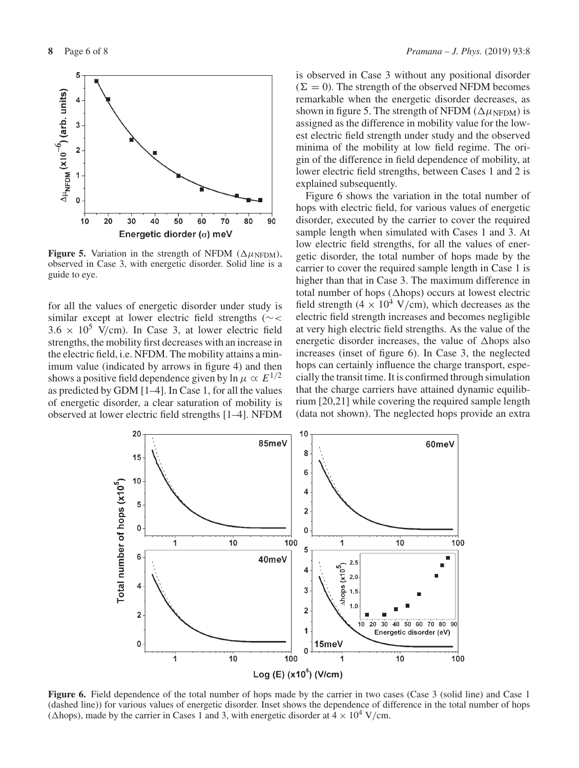**Figure 5.** Variation in the strength of NFDM ($\Delta\mu_{\text{NFDM}}$), observed in Case 3, with energetic disorder. Solid line is a guide to eye.

for all the values of energetic disorder under study is similar except at lower electric field strengths ($\sim< 3.6 \times 10^5$ V/cm). In Case 3, at lower electric field strengths, the mobility first decreases with an increase in the electric field, i.e. NFDM. The mobility attains a minimum value (indicated by arrows in figure 4) and then shows a positive field dependence given by $\ln\mu \propto E^{1/2}$ as predicted by GDM [1–4]. In Case 1, for all the values of energetic disorder, a clear saturation of mobility is observed at lower electric field strengths [1–4]. NFDM is observed in Case 3 without any positional disorder ($\Sigma = 0$). The strength of the observed NFDM becomes remarkable when the energetic disorder decreases, as shown in figure 5. The strength of NFDM ($\Delta\mu_{\text{NFDM}}$) is assigned as the difference in mobility value for the lowest electric field strength under study and the observed minima of the mobility at low field regime. The origin of the difference in field dependence of mobility, at lower electric field strengths, between Cases 1 and 2 is explained subsequently.

Figure 6 shows the variation in the total number of hops with electric field, for various values of energetic disorder, executed by the carrier to cover the required sample length when simulated with Cases 1 and 3. At low electric field strengths, for all the values of energetic disorder, the total number of hops made by the carrier to cover the required sample length in Case 1 is higher than that in Case 3. The maximum difference in total number of hops ($\Delta$hops) occurs at lowest electric field strength ($4 \times 10^4$ V/cm), which decreases as the electric field strength increases and becomes negligible at very high electric field strengths. As the value of the energetic disorder increases, the value of $\Delta$hops also increases (inset of figure 6). In Case 3, the neglected hops can certainly influence the charge transport, especially the transit time. It is confirmed through simulation that the charge carriers have attained dynamic equilibrium [20,21] while covering the required sample length (data not shown). The neglected hops provide an extra

**Figure 6.** Field dependence of the total number of hops made by the carrier in two cases (Case 3 (solid line) and Case 1 (dashed line)) for various values of energetic disorder. Inset shows the dependence of difference in the total number of hops ($\Delta$hops), made by the carrier in Cases 1 and 3, with energetic disorder at $4 \times 10^4$ V/cm.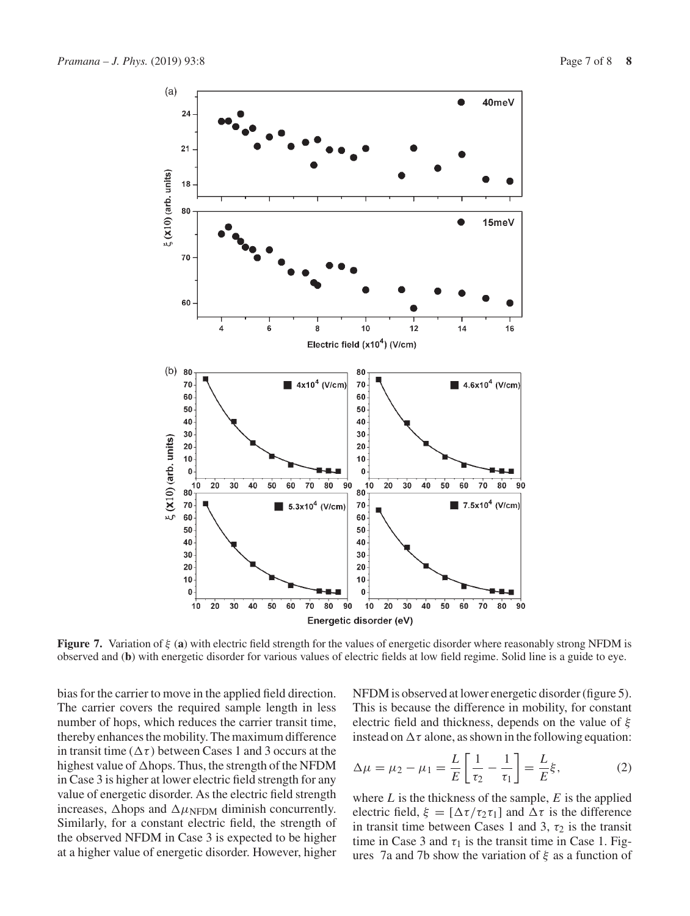**Figure 7.** Variation of $\xi$ (**a**) with electric field strength for the values of energetic disorder where reasonably strong NFDM is observed and (**b**) with energetic disorder for various values of electric fields at low field regime. Solid line is a guide to eye.

bias for the carrier to move in the applied field direction. The carrier covers the required sample length in less number of hops, which reduces the carrier transit time, thereby enhances the mobility. The maximum difference in transit time ($\Delta\tau$) between Cases 1 and 3 occurs at the highest value of $\Delta$hops. Thus, the strength of the NFDM in Case 3 is higher at lower electric field strength for any value of energetic disorder. As the electric field strength increases, $\Delta$hops and $\Delta\mu_{\mathrm{NFDM}}$ diminish concurrently. Similarly, for a constant electric field, the strength of the observed NFDM in Case 3 is expected to be higher at a higher value of energetic disorder. However, higher NFDM is observed at lower energetic disorder (figure 5). This is because the difference in mobility, for constant electric field and thickness, depends on the value of $\xi$ instead on $\Delta\tau$ alone, as shown in the following equation:

$$\Delta\mu = \mu_2 - \mu_1 = \frac{L}{E}\left[\frac{1}{\tau_2} - \frac{1}{\tau_1}\right] = \frac{L}{E}\xi, \qquad (2)$$

where $L$ is the thickness of the sample, $E$ is the applied electric field, $\xi = [\Delta\tau/\tau_2\tau_1]$ and $\Delta\tau$ is the difference in transit time between Cases 1 and 3, $\tau_2$ is the transit time in Case 3 and $\tau_1$ is the transit time in Case 1. Figures 7a and 7b show the variation of $\xi$ as a function of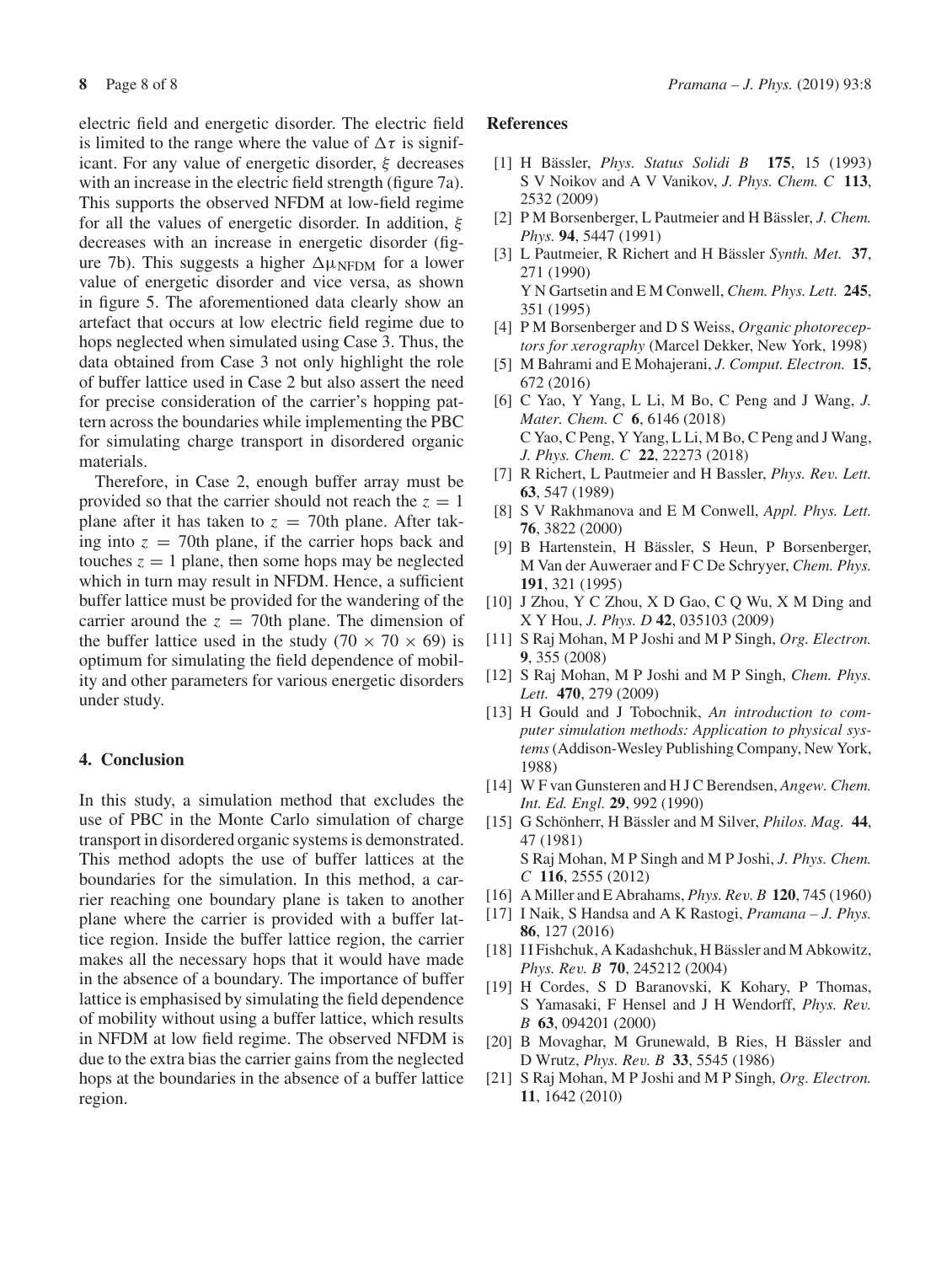electric field and energetic disorder. The electric field is limited to the range where the value of $\Delta\tau$ is significant. For any value of energetic disorder, $\xi$ decreases with an increase in the electric field strength (figure 7a). This supports the observed NFDM at low-field regime for all the values of energetic disorder. In addition, $\xi$ decreases with an increase in energetic disorder (figure 7b). This suggests a higher $\Delta\mu_{\mathrm{NFDM}}$ for a lower value of energetic disorder and vice versa, as shown in figure 5. The aforementioned data clearly show an artefact that occurs at low electric field regime due to hops neglected when simulated using Case 3. Thus, the data obtained from Case 3 not only highlight the role of buffer lattice used in Case 2 but also assert the need for precise consideration of the carrier's hopping pattern across the boundaries while implementing the PBC for simulating charge transport in disordered organic materials.

Therefore, in Case 2, enough buffer array must be provided so that the carrier should not reach the $z = 1$ plane after it has taken to $z = 70$th plane. After taking into $z = 70$th plane, if the carrier hops back and touches $z = 1$ plane, then some hops may be neglected which in turn may result in NFDM. Hence, a sufficient buffer lattice must be provided for the wandering of the carrier around the $z = 70$th plane. The dimension of the buffer lattice used in the study ($70 \times 70 \times 69$) is optimum for simulating the field dependence of mobility and other parameters for various energetic disorders under study.

## 4. Conclusion

In this study, a simulation method that excludes the use of PBC in the Monte Carlo simulation of charge transport in disordered organic systems is demonstrated. This method adopts the use of buffer lattices at the boundaries for the simulation. In this method, a carrier reaching one boundary plane is taken to another plane where the carrier is provided with a buffer lattice region. Inside the buffer lattice region, the carrier makes all the necessary hops that it would have made in the absence of a boundary. The importance of buffer lattice is emphasised by simulating the field dependence of mobility without using a buffer lattice, which results in NFDM at low field regime. The observed NFDM is due to the extra bias the carrier gains from the neglected hops at the boundaries in the absence of a buffer lattice region.

## References

[1] H Bässler, *Phys. Status Solidi B* **175**, 15 (1993)
S V Noikov and A V Vanikov, *J. Phys. Chem. C* **113**, 2532 (2009)

[2] P M Borsenberger, L Pautmeier and H Bässler, *J. Chem. Phys.* **94**, 5447 (1991)

[3] L Pautmeier, R Richert and H Bässler *Synth. Met.* **37**, 271 (1990)
Y N Gartsetin and E M Conwell, *Chem. Phys. Lett.* **245**, 351 (1995)

[4] P M Borsenberger and D S Weiss, *Organic photoreceptors for xerography* (Marcel Dekker, New York, 1998)

[5] M Bahrami and E Mohajerani, *J. Comput. Electron.* **15**, 672 (2016)

[6] C Yao, Y Yang, L Li, M Bo, C Peng and J Wang, *J. Mater. Chem. C* **6**, 6146 (2018)
C Yao, C Peng, Y Yang, L Li, M Bo, C Peng and J Wang, *J. Phys. Chem. C* **22**, 22273 (2018)

[7] R Richert, L Pautmeier and H Bassler, *Phys. Rev. Lett.* **63**, 547 (1989)

[8] S V Rakhmanova and E M Conwell, *Appl. Phys. Lett.* **76**, 3822 (2000)

[9] B Hartenstein, H Bässler, S Heun, P Borsenberger, M Van der Auweraer and F C De Schryyer, *Chem. Phys.* **191**, 321 (1995)

[10] J Zhou, Y C Zhou, X D Gao, C Q Wu, X M Ding and X Y Hou, *J. Phys. D* **42**, 035103 (2009)

[11] S Raj Mohan, M P Joshi and M P Singh, *Org. Electron.* **9**, 355 (2008)

[12] S Raj Mohan, M P Joshi and M P Singh, *Chem. Phys. Lett.* **470**, 279 (2009)

[13] H Gould and J Tobochnik, *An introduction to computer simulation methods: Application to physical systems* (Addison-Wesley Publishing Company, New York, 1988)

[14] W F van Gunsteren and H J C Berendsen, *Angew. Chem. Int. Ed. Engl.* **29**, 992 (1990)

[15] G Schönherr, H Bässler and M Silver, *Philos. Mag.* **44**, 47 (1981)
S Raj Mohan, M P Singh and M P Joshi, *J. Phys. Chem. C* **116**, 2555 (2012)

[16] A Miller and E Abrahams, *Phys. Rev. B* **120**, 745 (1960)

[17] I Naik, S Handsa and A K Rastogi, *Pramana – J. Phys.* **86**, 127 (2016)

[18] I I Fishchuk, A Kadashchuk, H Bässler and M Abkowitz, *Phys. Rev. B* **70**, 245212 (2004)

[19] H Cordes, S D Baranovski, K Kohary, P Thomas, S Yamasaki, F Hensel and J H Wendorff, *Phys. Rev. B* **63**, 094201 (2000)

[20] B Movaghar, M Grunewald, B Ries, H Bässler and D Wrutz, *Phys. Rev. B* **33**, 5545 (1986)

[21] S Raj Mohan, M P Joshi and M P Singh, *Org. Electron.* **11**, 1642 (2010)